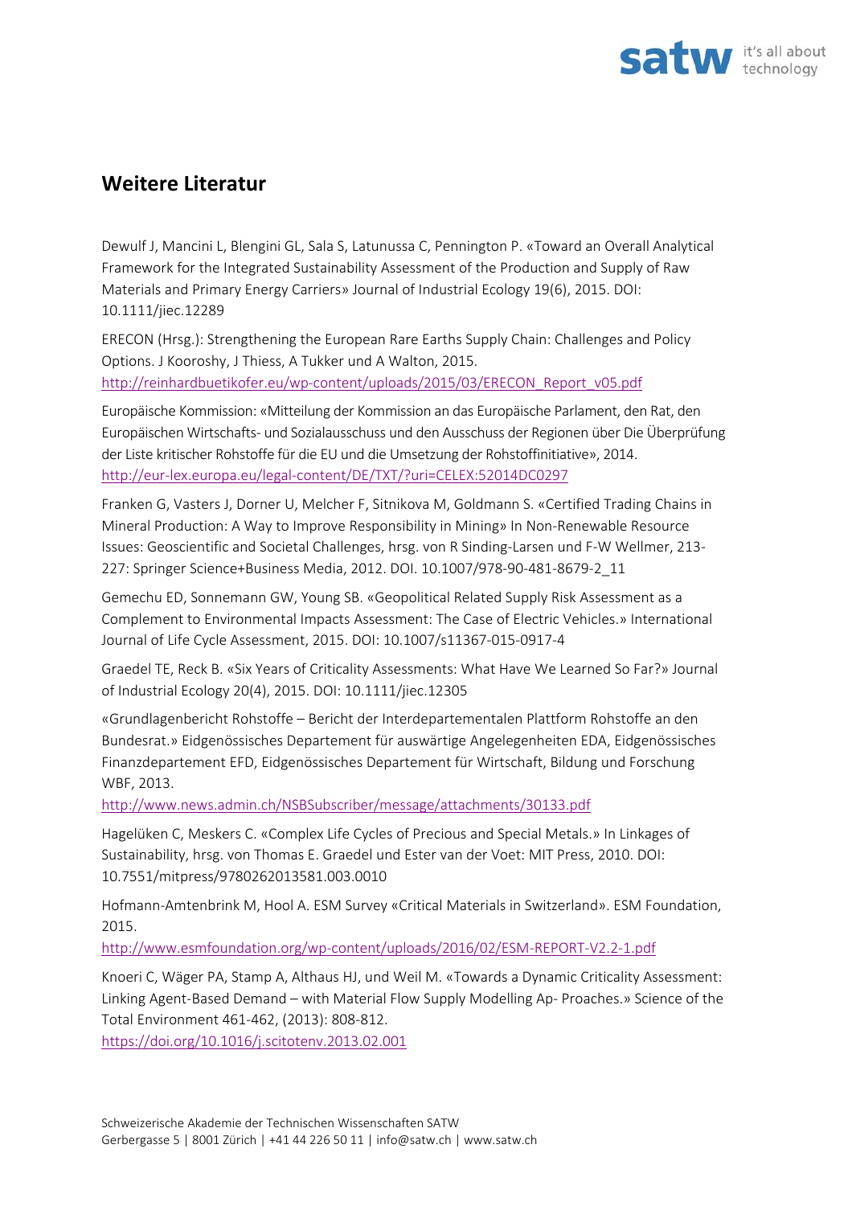## Weitere Literatur

Dewulf J, Mancini L, Blengini GL, Sala S, Latunussa C, Pennington P. «Toward an Overall Analytical Framework for the Integrated Sustainability Assessment of the Production and Supply of Raw Materials and Primary Energy Carriers» Journal of Industrial Ecology 19(6), 2015. DOI: 10.1111/jiec.12289

ERECON (Hrsg.): Strengthening the European Rare Earths Supply Chain: Challenges and Policy Options. J Kooroshy, J Thiess, A Tukker und A Walton, 2015. http://reinhardbuetikofer.eu/wp-content/uploads/2015/03/ERECON_Report_v05.pdf

Europäische Kommission: «Mitteilung der Kommission an das Europäische Parlament, den Rat, den Europäischen Wirtschafts- und Sozialausschuss und den Ausschuss der Regionen über Die Überprüfung der Liste kritischer Rohstoffe für die EU und die Umsetzung der Rohstoffinitiative», 2014. http://eur-lex.europa.eu/legal-content/DE/TXT/?uri=CELEX:52014DC0297

Franken G, Vasters J, Dorner U, Melcher F, Sitnikova M, Goldmann S. «Certified Trading Chains in Mineral Production: A Way to Improve Responsibility in Mining» In Non-Renewable Resource Issues: Geoscientific and Societal Challenges, hrsg. von R Sinding-Larsen und F-W Wellmer, 213-227: Springer Science+Business Media, 2012. DOI. 10.1007/978-90-481-8679-2_11

Gemechu ED, Sonnemann GW, Young SB. «Geopolitical Related Supply Risk Assessment as a Complement to Environmental Impacts Assessment: The Case of Electric Vehicles.» International Journal of Life Cycle Assessment, 2015. DOI: 10.1007/s11367-015-0917-4

Graedel TE, Reck B. «Six Years of Criticality Assessments: What Have We Learned So Far?» Journal of Industrial Ecology 20(4), 2015. DOI: 10.1111/jiec.12305

«Grundlagenbericht Rohstoffe – Bericht der Interdepartementalen Plattform Rohstoffe an den Bundesrat.» Eidgenössisches Departement für auswärtige Angelegenheiten EDA, Eidgenössisches Finanzdepartement EFD, Eidgenössisches Departement für Wirtschaft, Bildung und Forschung WBF, 2013.
http://www.news.admin.ch/NSBSubscriber/message/attachments/30133.pdf

Hagelüken C, Meskers C. «Complex Life Cycles of Precious and Special Metals.» In Linkages of Sustainability, hrsg. von Thomas E. Graedel und Ester van der Voet: MIT Press, 2010. DOI: 10.7551/mitpress/9780262013581.003.0010

Hofmann-Amtenbrink M, Hool A. ESM Survey «Critical Materials in Switzerland». ESM Foundation, 2015.
http://www.esmfoundation.org/wp-content/uploads/2016/02/ESM-REPORT-V2.2-1.pdf

Knoeri C, Wäger PA, Stamp A, Althaus HJ, und Weil M. «Towards a Dynamic Criticality Assessment: Linking Agent-Based Demand – with Material Flow Supply Modelling Ap- Proaches.» Science of the Total Environment 461-462, (2013): 808-812.
https://doi.org/10.1016/j.scitotenv.2013.02.001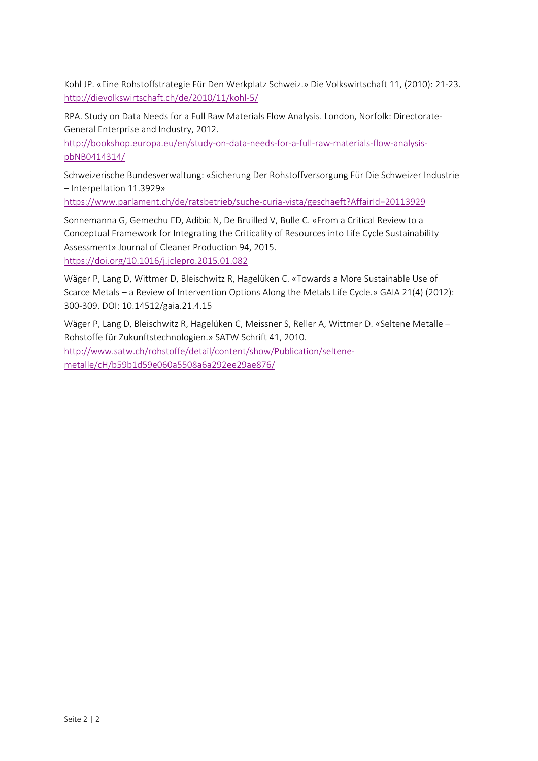Kohl JP. «Eine Rohstoffstrategie Für Den Werkplatz Schweiz.» Die Volkswirtschaft 11, (2010): 21-23. http://dievolkswirtschaft.ch/de/2010/11/kohl-5/

RPA. Study on Data Needs for a Full Raw Materials Flow Analysis. London, Norfolk: Directorate-General Enterprise and Industry, 2012. http://bookshop.europa.eu/en/study-on-data-needs-for-a-full-raw-materials-flow-analysis-pbNB0414314/

Schweizerische Bundesverwaltung: «Sicherung Der Rohstoffversorgung Für Die Schweizer Industrie – Interpellation 11.3929» https://www.parlament.ch/de/ratsbetrieb/suche-curia-vista/geschaeft?AffairId=20113929

Sonnemanna G, Gemechu ED, Adibic N, De Bruilled V, Bulle C. «From a Critical Review to a Conceptual Framework for Integrating the Criticality of Resources into Life Cycle Sustainability Assessment» Journal of Cleaner Production 94, 2015. https://doi.org/10.1016/j.jclepro.2015.01.082

Wäger P, Lang D, Wittmer D, Bleischwitz R, Hagelüken C. «Towards a More Sustainable Use of Scarce Metals – a Review of Intervention Options Along the Metals Life Cycle.» GAIA 21(4) (2012): 300-309. DOI: 10.14512/gaia.21.4.15

Wäger P, Lang D, Bleischwitz R, Hagelüken C, Meissner S, Reller A, Wittmer D. «Seltene Metalle – Rohstoffe für Zukunftstechnologien.» SATW Schrift 41, 2010. http://www.satw.ch/rohstoffe/detail/content/show/Publication/seltene-metalle/cH/b59b1d59e060a5508a6a292ee29ae876/